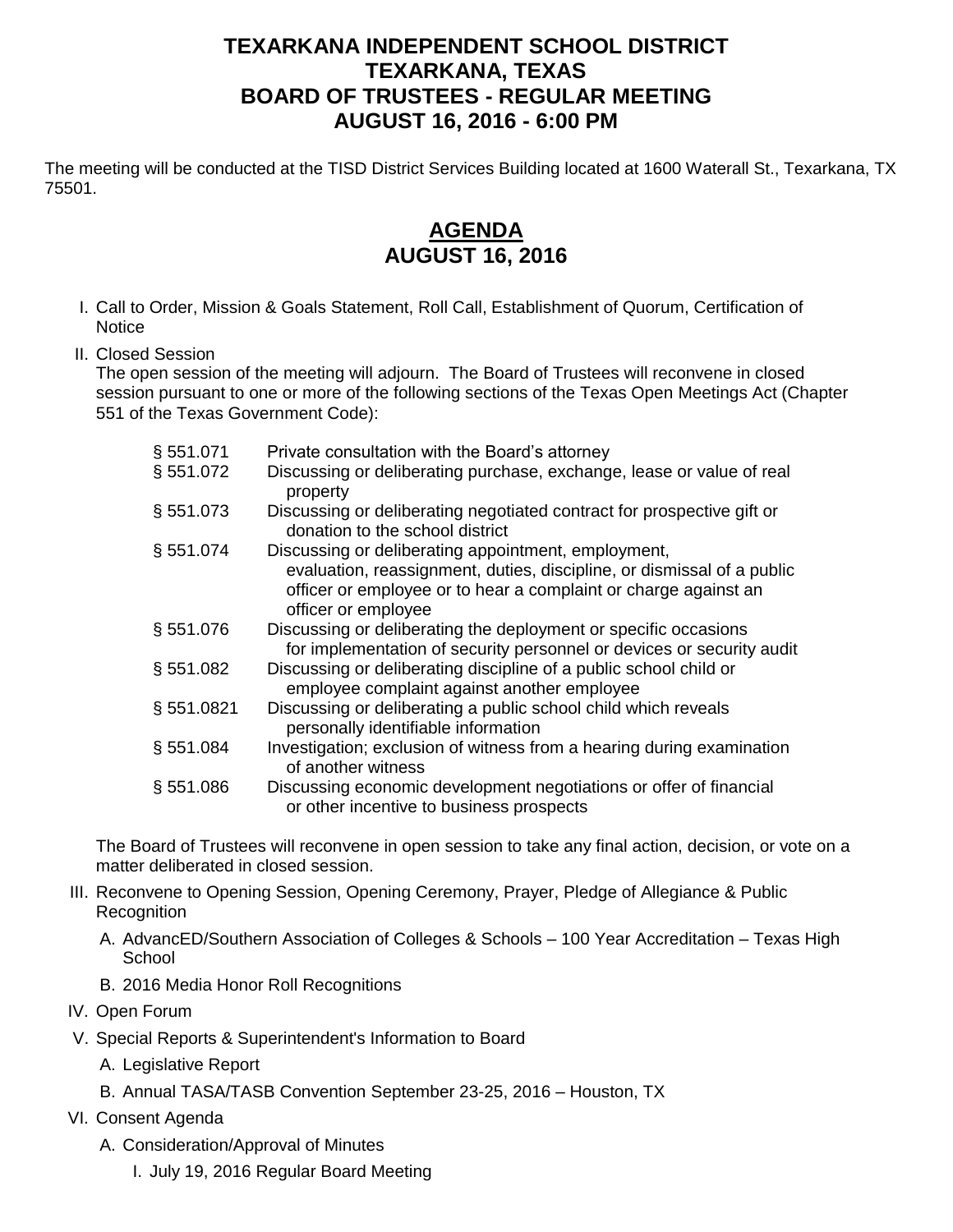# TEXARKANA INDEPENDENT SCHOOL DISTRICT
# TEXARKANA, TEXAS
# BOARD OF TRUSTEES - REGULAR MEETING
# AUGUST 16, 2016 - 6:00 PM

The meeting will be conducted at the TISD District Services Building located at 1600 Waterall St., Texarkana, TX 75501.

## AGENDA
## AUGUST 16, 2016

I. Call to Order, Mission & Goals Statement, Roll Call, Establishment of Quorum, Certification of Notice

II. Closed Session
The open session of the meeting will adjourn. The Board of Trustees will reconvene in closed session pursuant to one or more of the following sections of the Texas Open Meetings Act (Chapter 551 of the Texas Government Code):

| | |
|---|---|
| § 551.071 | Private consultation with the Board's attorney |
| § 551.072 | Discussing or deliberating purchase, exchange, lease or value of real property |
| § 551.073 | Discussing or deliberating negotiated contract for prospective gift or donation to the school district |
| § 551.074 | Discussing or deliberating appointment, employment, evaluation, reassignment, duties, discipline, or dismissal of a public officer or employee or to hear a complaint or charge against an officer or employee |
| § 551.076 | Discussing or deliberating the deployment or specific occasions for implementation of security personnel or devices or security audit |
| § 551.082 | Discussing or deliberating discipline of a public school child or employee complaint against another employee |
| § 551.0821 | Discussing or deliberating a public school child which reveals personally identifiable information |
| § 551.084 | Investigation; exclusion of witness from a hearing during examination of another witness |
| § 551.086 | Discussing economic development negotiations or offer of financial or other incentive to business prospects |

The Board of Trustees will reconvene in open session to take any final action, decision, or vote on a matter deliberated in closed session.

III. Reconvene to Opening Session, Opening Ceremony, Prayer, Pledge of Allegiance & Public Recognition
   A. AdvancED/Southern Association of Colleges & Schools – 100 Year Accreditation – Texas High School
   B. 2016 Media Honor Roll Recognitions

IV. Open Forum

V. Special Reports & Superintendent's Information to Board
   A. Legislative Report
   B. Annual TASA/TASB Convention September 23-25, 2016 – Houston, TX

VI. Consent Agenda
   A. Consideration/Approval of Minutes
      I. July 19, 2016 Regular Board Meeting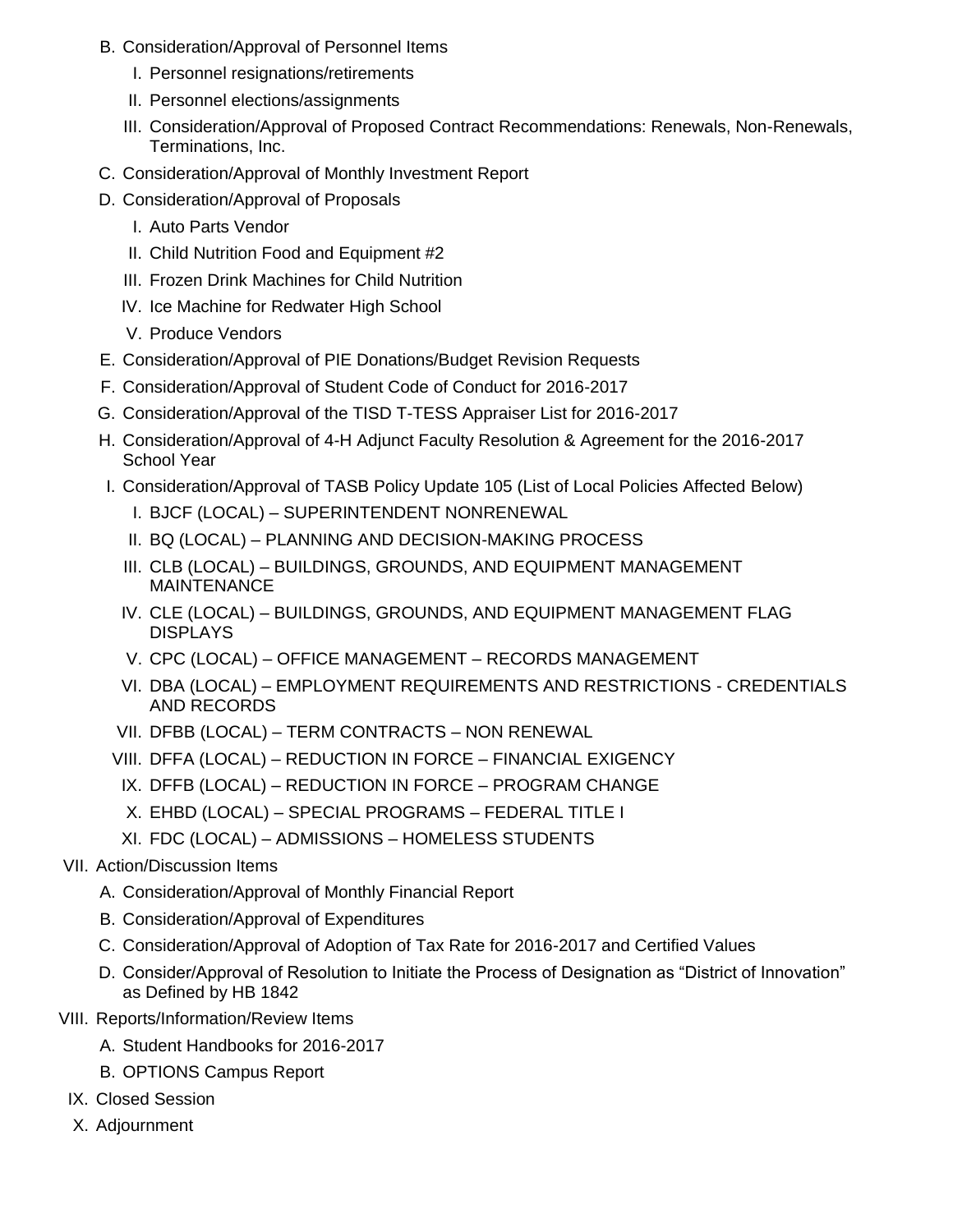B. Consideration/Approval of Personnel Items
   I. Personnel resignations/retirements
   II. Personnel elections/assignments
   III. Consideration/Approval of Proposed Contract Recommendations: Renewals, Non-Renewals, Terminations, Inc.

C. Consideration/Approval of Monthly Investment Report

D. Consideration/Approval of Proposals
   I. Auto Parts Vendor
   II. Child Nutrition Food and Equipment #2
   III. Frozen Drink Machines for Child Nutrition
   IV. Ice Machine for Redwater High School
   V. Produce Vendors

E. Consideration/Approval of PIE Donations/Budget Revision Requests

F. Consideration/Approval of Student Code of Conduct for 2016-2017

G. Consideration/Approval of the TISD T-TESS Appraiser List for 2016-2017

H. Consideration/Approval of 4-H Adjunct Faculty Resolution & Agreement for the 2016-2017 School Year

I. Consideration/Approval of TASB Policy Update 105 (List of Local Policies Affected Below)
   I. BJCF (LOCAL) – SUPERINTENDENT NONRENEWAL
   II. BQ (LOCAL) – PLANNING AND DECISION-MAKING PROCESS
   III. CLB (LOCAL) – BUILDINGS, GROUNDS, AND EQUIPMENT MANAGEMENT MAINTENANCE
   IV. CLE (LOCAL) – BUILDINGS, GROUNDS, AND EQUIPMENT MANAGEMENT FLAG DISPLAYS
   V. CPC (LOCAL) – OFFICE MANAGEMENT – RECORDS MANAGEMENT
   VI. DBA (LOCAL) – EMPLOYMENT REQUIREMENTS AND RESTRICTIONS - CREDENTIALS AND RECORDS
   VII. DFBB (LOCAL) – TERM CONTRACTS – NON RENEWAL
   VIII. DFFA (LOCAL) – REDUCTION IN FORCE – FINANCIAL EXIGENCY
   IX. DFFB (LOCAL) – REDUCTION IN FORCE – PROGRAM CHANGE
   X. EHBD (LOCAL) – SPECIAL PROGRAMS – FEDERAL TITLE I
   XI. FDC (LOCAL) – ADMISSIONS – HOMELESS STUDENTS

VII. Action/Discussion Items
   A. Consideration/Approval of Monthly Financial Report
   B. Consideration/Approval of Expenditures
   C. Consideration/Approval of Adoption of Tax Rate for 2016-2017 and Certified Values
   D. Consider/Approval of Resolution to Initiate the Process of Designation as "District of Innovation" as Defined by HB 1842

VIII. Reports/Information/Review Items
   A. Student Handbooks for 2016-2017
   B. OPTIONS Campus Report

IX. Closed Session

X. Adjournment